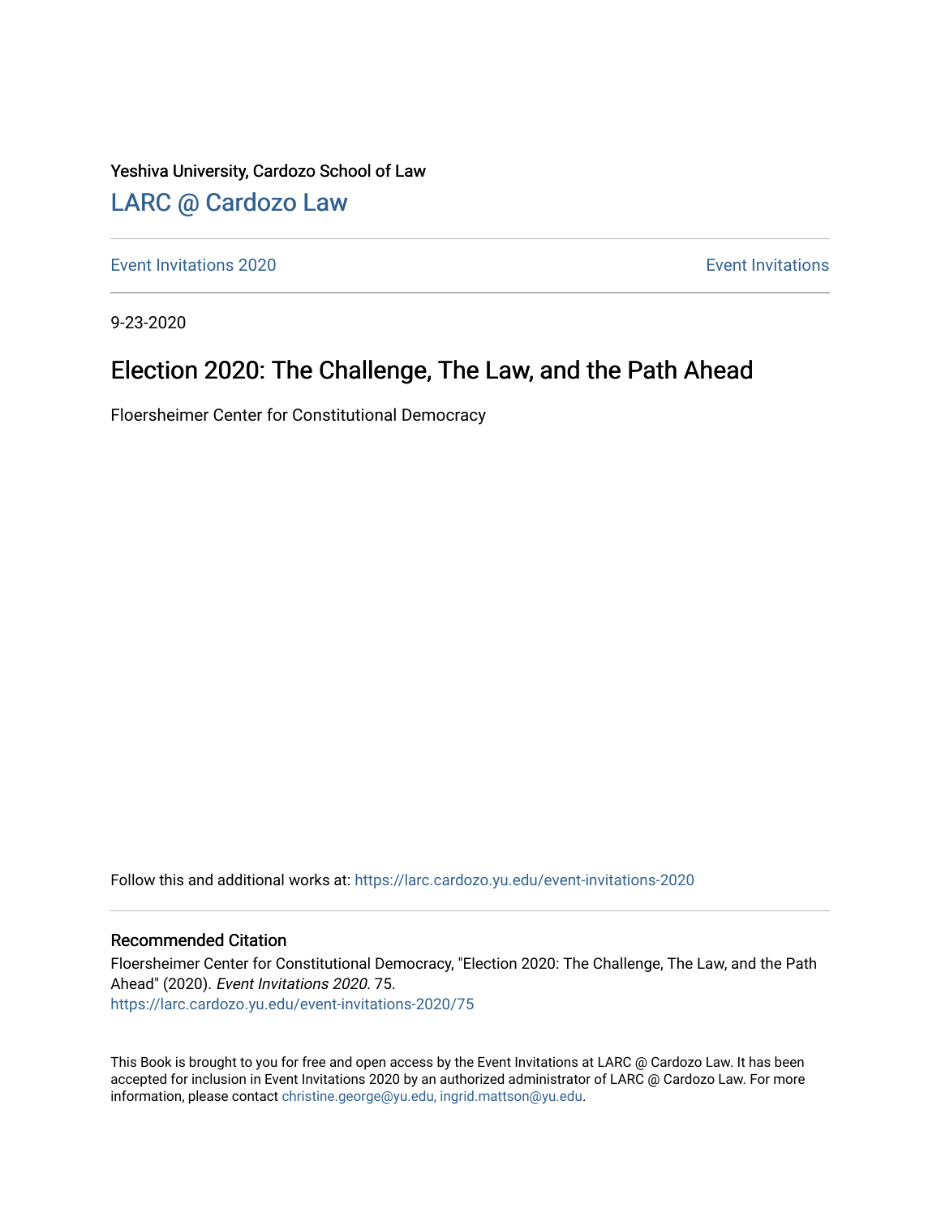Yeshiva University, Cardozo School of Law

## LARC @ Cardozo Law

Event Invitations 2020 | Event Invitations

9-23-2020

# Election 2020: The Challenge, The Law, and the Path Ahead

Floersheimer Center for Constitutional Democracy

Follow this and additional works at: https://larc.cardozo.yu.edu/event-invitations-2020

### Recommended Citation

Floersheimer Center for Constitutional Democracy, "Election 2020: The Challenge, The Law, and the Path Ahead" (2020). *Event Invitations 2020*. 75.
https://larc.cardozo.yu.edu/event-invitations-2020/75

This Book is brought to you for free and open access by the Event Invitations at LARC @ Cardozo Law. It has been accepted for inclusion in Event Invitations 2020 by an authorized administrator of LARC @ Cardozo Law. For more information, please contact christine.george@yu.edu, ingrid.mattson@yu.edu.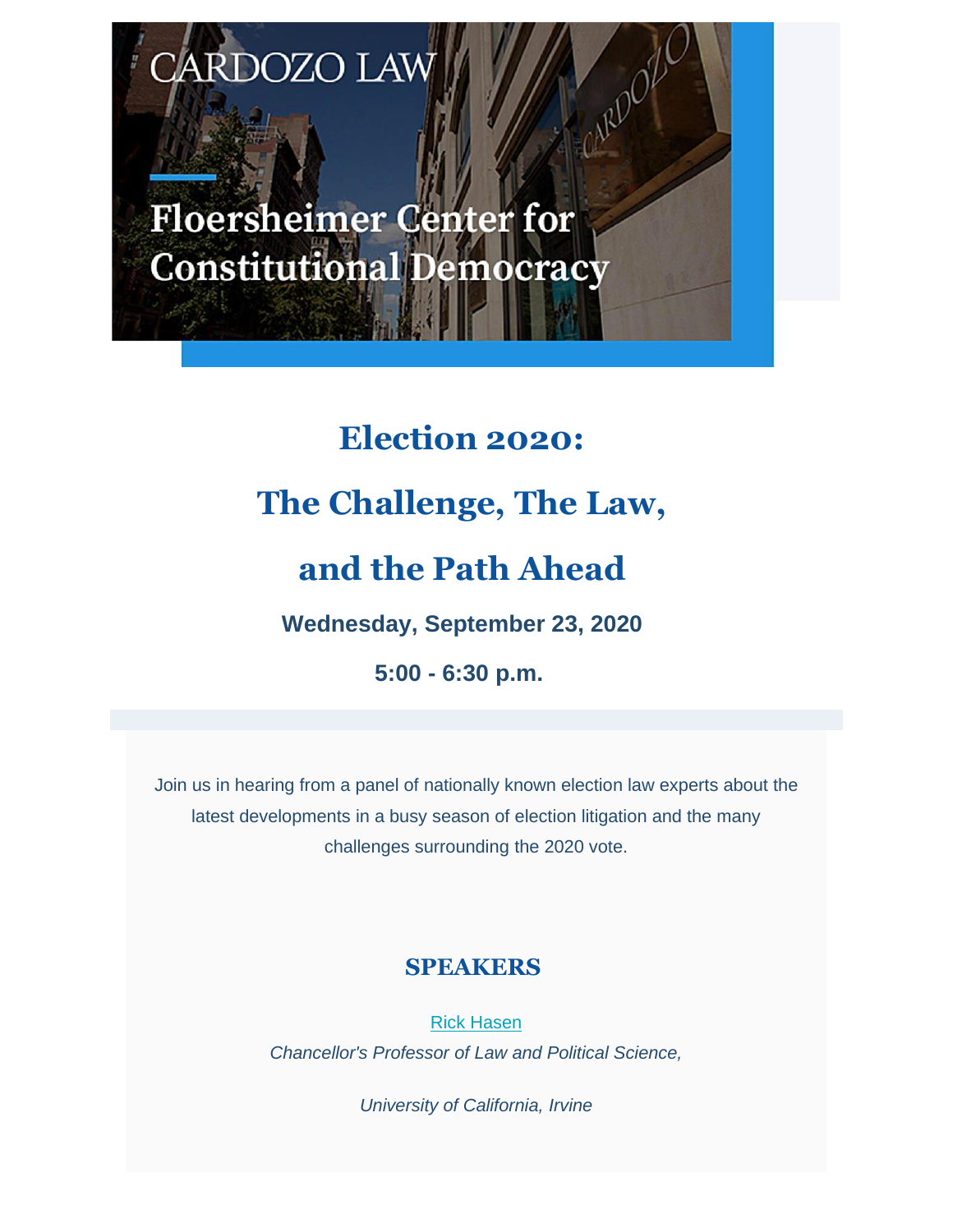CARDOZO LAW

Floersheimer Center for Constitutional Democracy

# Election 2020:

# The Challenge, The Law,

# and the Path Ahead

**Wednesday, September 23, 2020**

**5:00 - 6:30 p.m.**

Join us in hearing from a panel of nationally known election law experts about the latest developments in a busy season of election litigation and the many challenges surrounding the 2020 vote.

## SPEAKERS

[Rick Hasen]

*Chancellor's Professor of Law and Political Science,*

*University of California, Irvine*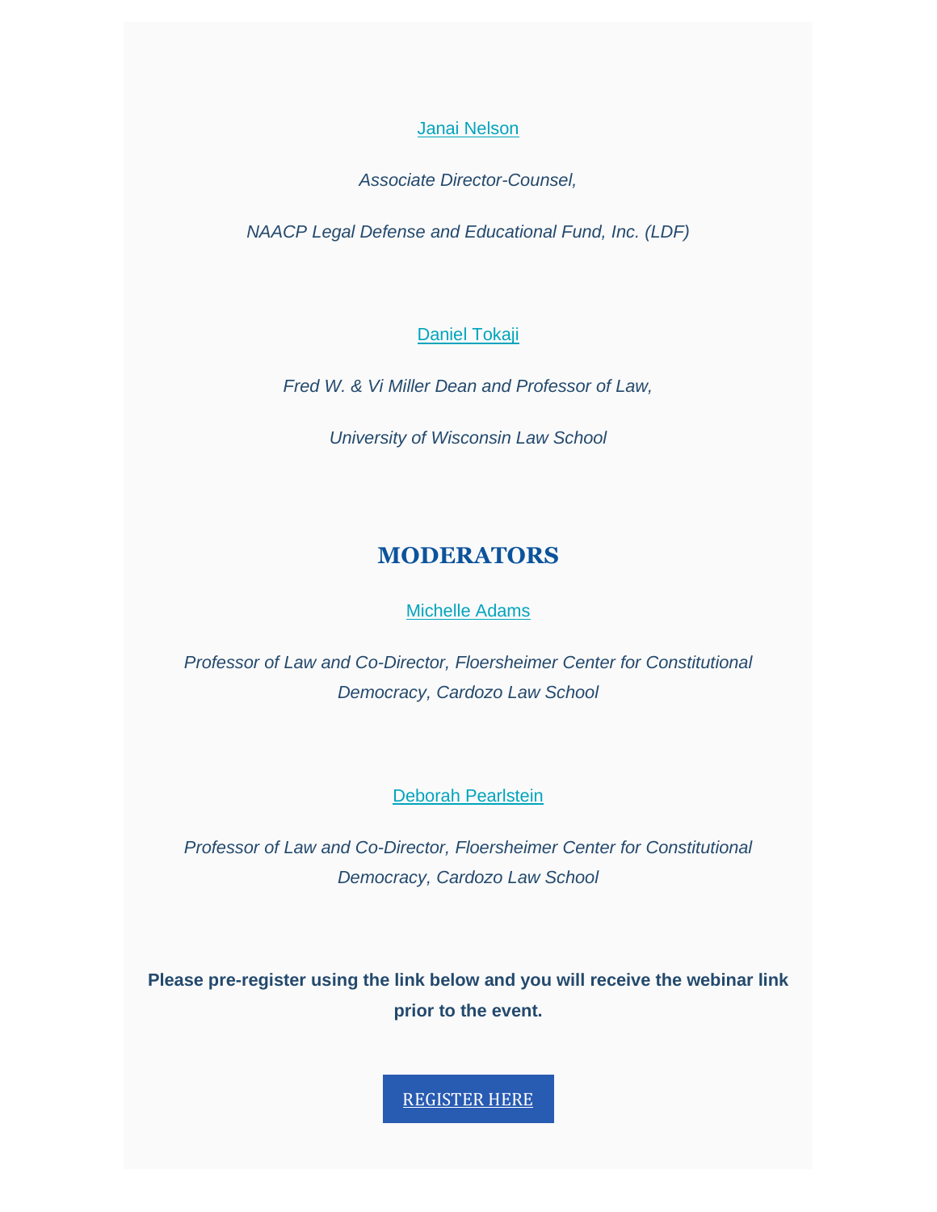Janai Nelson

*Associate Director-Counsel,*

*NAACP Legal Defense and Educational Fund, Inc. (LDF)*

Daniel Tokaji

*Fred W. & Vi Miller Dean and Professor of Law,*

*University of Wisconsin Law School*

## MODERATORS

Michelle Adams

*Professor of Law and Co-Director, Floersheimer Center for Constitutional Democracy, Cardozo Law School*

Deborah Pearlstein

*Professor of Law and Co-Director, Floersheimer Center for Constitutional Democracy, Cardozo Law School*

**Please pre-register using the link below and you will receive the webinar link prior to the event.**

REGISTER HERE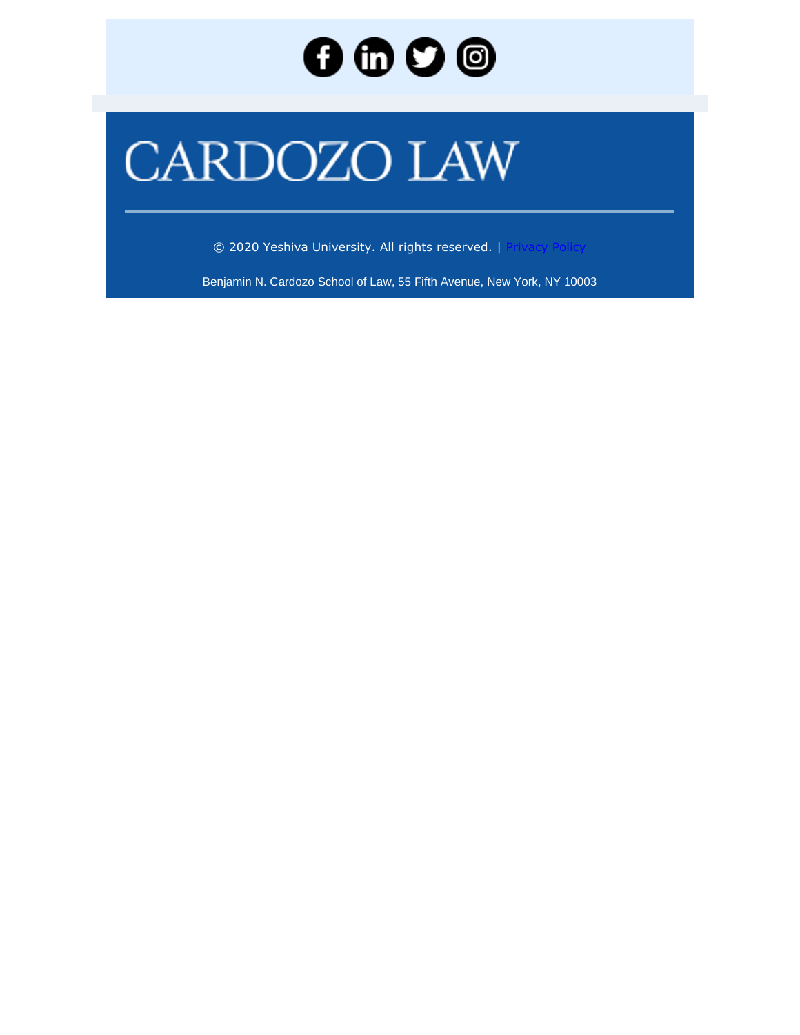CARDOZO LAW

© 2020 Yeshiva University. All rights reserved. | Privacy Policy

Benjamin N. Cardozo School of Law, 55 Fifth Avenue, New York, NY 10003